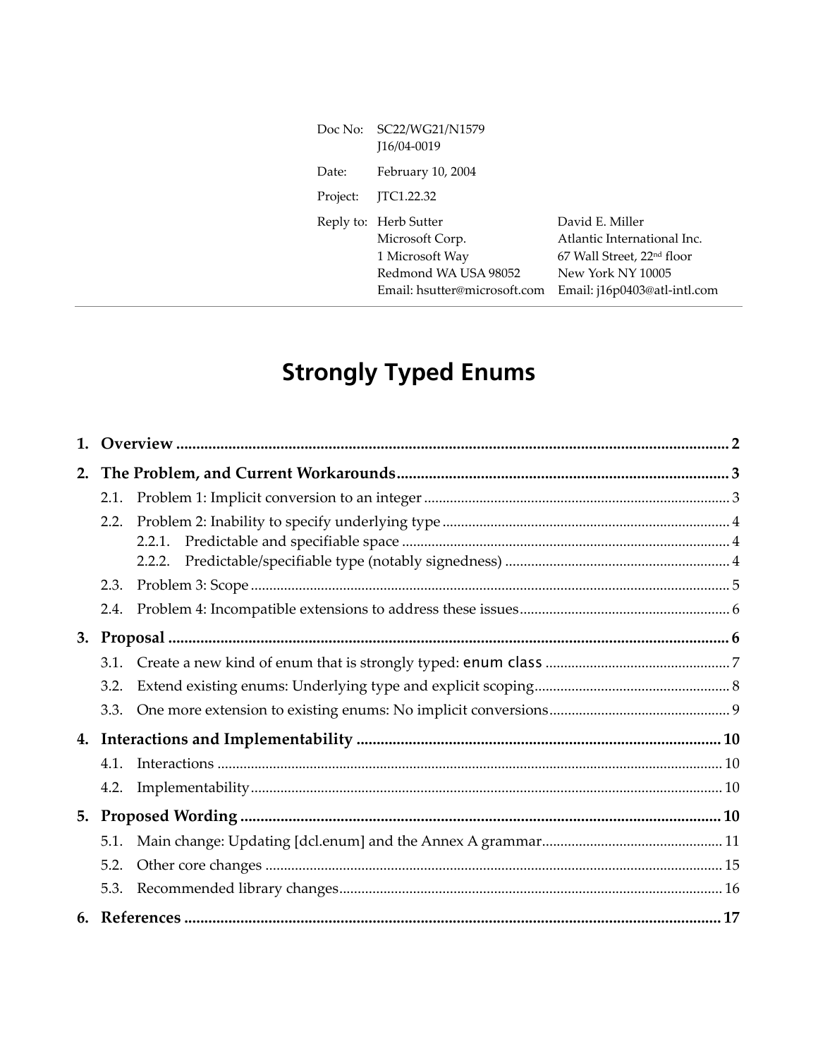| | | |
|---|---|---|
| Doc No: | SC22/WG21/N1579<br>J16/04-0019 | |
| Date: | February 10, 2004 | |
| Project: | JTC1.22.32 | |
| Reply to: | Herb Sutter<br>Microsoft Corp.<br>1 Microsoft Way<br>Redmond WA USA 98052<br>Email: hsutter@microsoft.com | David E. Miller<br>Atlantic International Inc.<br>67 Wall Street, 22nd floor<br>New York NY 10005<br>Email: j16p0403@atl-intl.com |

# Strongly Typed Enums

**1. Overview** .......... 2

**2. The Problem, and Current Workarounds** .......... 3

- 2.1. Problem 1: Implicit conversion to an integer .......... 3
- 2.2. Problem 2: Inability to specify underlying type .......... 4
  - 2.2.1. Predictable and specifiable space .......... 4
  - 2.2.2. Predictable/specifiable type (notably signedness) .......... 4
- 2.3. Problem 3: Scope .......... 5
- 2.4. Problem 4: Incompatible extensions to address these issues .......... 6

**3. Proposal** .......... 6

- 3.1. Create a new kind of enum that is strongly typed: `enum class` .......... 7
- 3.2. Extend existing enums: Underlying type and explicit scoping .......... 8
- 3.3. One more extension to existing enums: No implicit conversions .......... 9

**4. Interactions and Implementability** .......... 10

- 4.1. Interactions .......... 10
- 4.2. Implementability .......... 10

**5. Proposed Wording** .......... 10

- 5.1. Main change: Updating [dcl.enum] and the Annex A grammar .......... 11
- 5.2. Other core changes .......... 15
- 5.3. Recommended library changes .......... 16

**6. References** .......... 17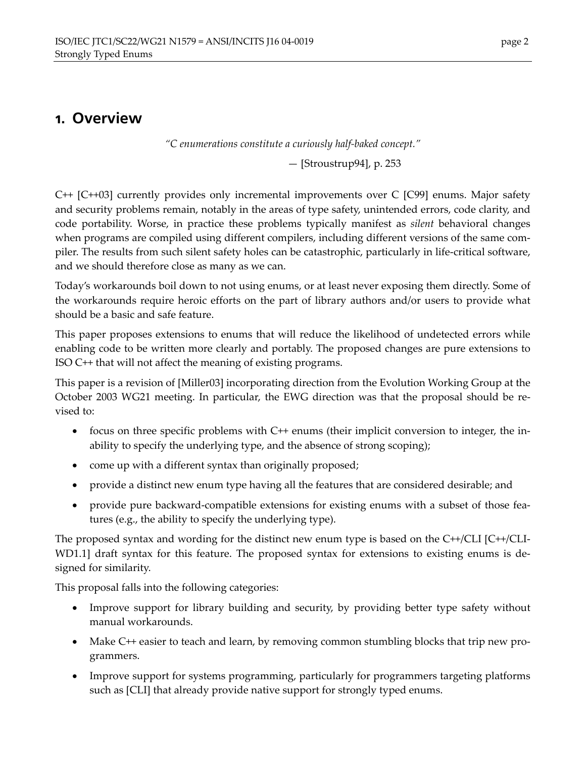# 1. Overview

*"C enumerations constitute a curiously half-baked concept."*

— [Stroustrup94], p. 253

C++ [C++03] currently provides only incremental improvements over C [C99] enums. Major safety and security problems remain, notably in the areas of type safety, unintended errors, code clarity, and code portability. Worse, in practice these problems typically manifest as *silent* behavioral changes when programs are compiled using different compilers, including different versions of the same compiler. The results from such silent safety holes can be catastrophic, particularly in life-critical software, and we should therefore close as many as we can.

Today's workarounds boil down to not using enums, or at least never exposing them directly. Some of the workarounds require heroic efforts on the part of library authors and/or users to provide what should be a basic and safe feature.

This paper proposes extensions to enums that will reduce the likelihood of undetected errors while enabling code to be written more clearly and portably. The proposed changes are pure extensions to ISO C++ that will not affect the meaning of existing programs.

This paper is a revision of [Miller03] incorporating direction from the Evolution Working Group at the October 2003 WG21 meeting. In particular, the EWG direction was that the proposal should be revised to:

- focus on three specific problems with C++ enums (their implicit conversion to integer, the inability to specify the underlying type, and the absence of strong scoping);
- come up with a different syntax than originally proposed;
- provide a distinct new enum type having all the features that are considered desirable; and
- provide pure backward-compatible extensions for existing enums with a subset of those features (e.g., the ability to specify the underlying type).

The proposed syntax and wording for the distinct new enum type is based on the C++/CLI [C++/CLI-WD1.1] draft syntax for this feature. The proposed syntax for extensions to existing enums is designed for similarity.

This proposal falls into the following categories:

- Improve support for library building and security, by providing better type safety without manual workarounds.
- Make C++ easier to teach and learn, by removing common stumbling blocks that trip new programmers.
- Improve support for systems programming, particularly for programmers targeting platforms such as [CLI] that already provide native support for strongly typed enums.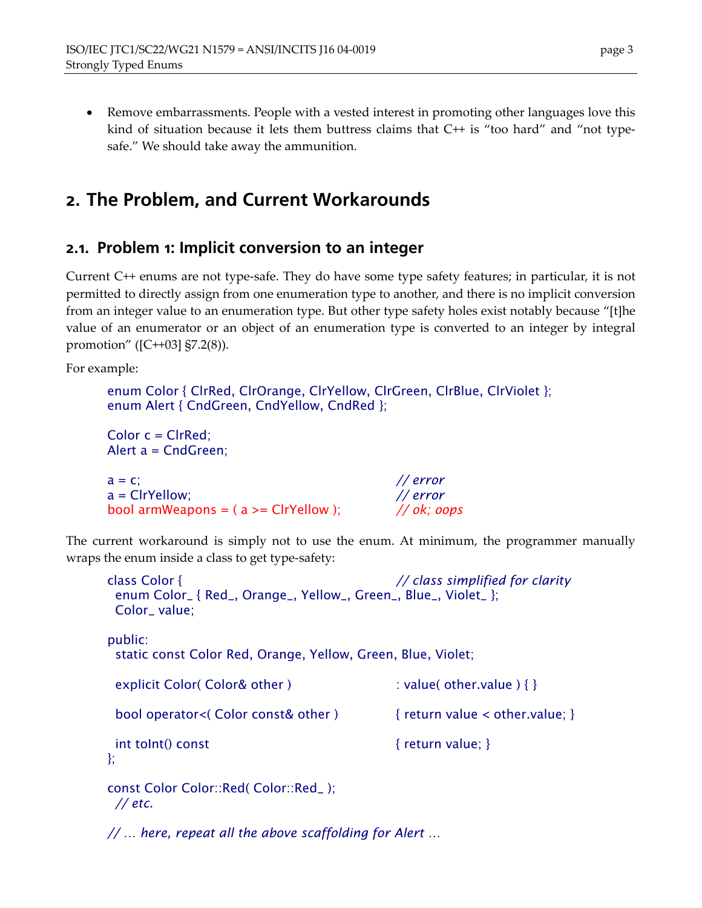- Remove embarrassments. People with a vested interest in promoting other languages love this kind of situation because it lets them buttress claims that C++ is "too hard" and "not type-safe." We should take away the ammunition.

## 2. The Problem, and Current Workarounds

### 2.1. Problem 1: Implicit conversion to an integer

Current C++ enums are not type-safe. They do have some type safety features; in particular, it is not permitted to directly assign from one enumeration type to another, and there is no implicit conversion from an integer value to an enumeration type. But other type safety holes exist notably because "[t]he value of an enumerator or an object of an enumeration type is converted to an integer by integral promotion" ([C++03] §7.2(8)).

For example:

```
enum Color { ClrRed, ClrOrange, ClrYellow, ClrGreen, ClrBlue, ClrViolet };
enum Alert { CndGreen, CndYellow, CndRed };

Color c = ClrRed;
Alert a = CndGreen;

a = c;                                          // error
a = ClrYellow;                                  // error
bool armWeapons = ( a >= ClrYellow );           // ok; oops
```

The current workaround is simply not to use the enum. At minimum, the programmer manually wraps the enum inside a class to get type-safety:

```
class Color {                                   // class simplified for clarity
  enum Color_ { Red_, Orange_, Yellow_, Green_, Blue_, Violet_ };
  Color_ value;

public:
  static const Color Red, Orange, Yellow, Green, Blue, Violet;

  explicit Color( Color& other )                : value( other.value ) { }

  bool operator<( Color const& other )          { return value < other.value; }

  int toInt() const                             { return value; }
};

const Color Color::Red( Color::Red_ );
  // etc.

// … here, repeat all the above scaffolding for Alert …
```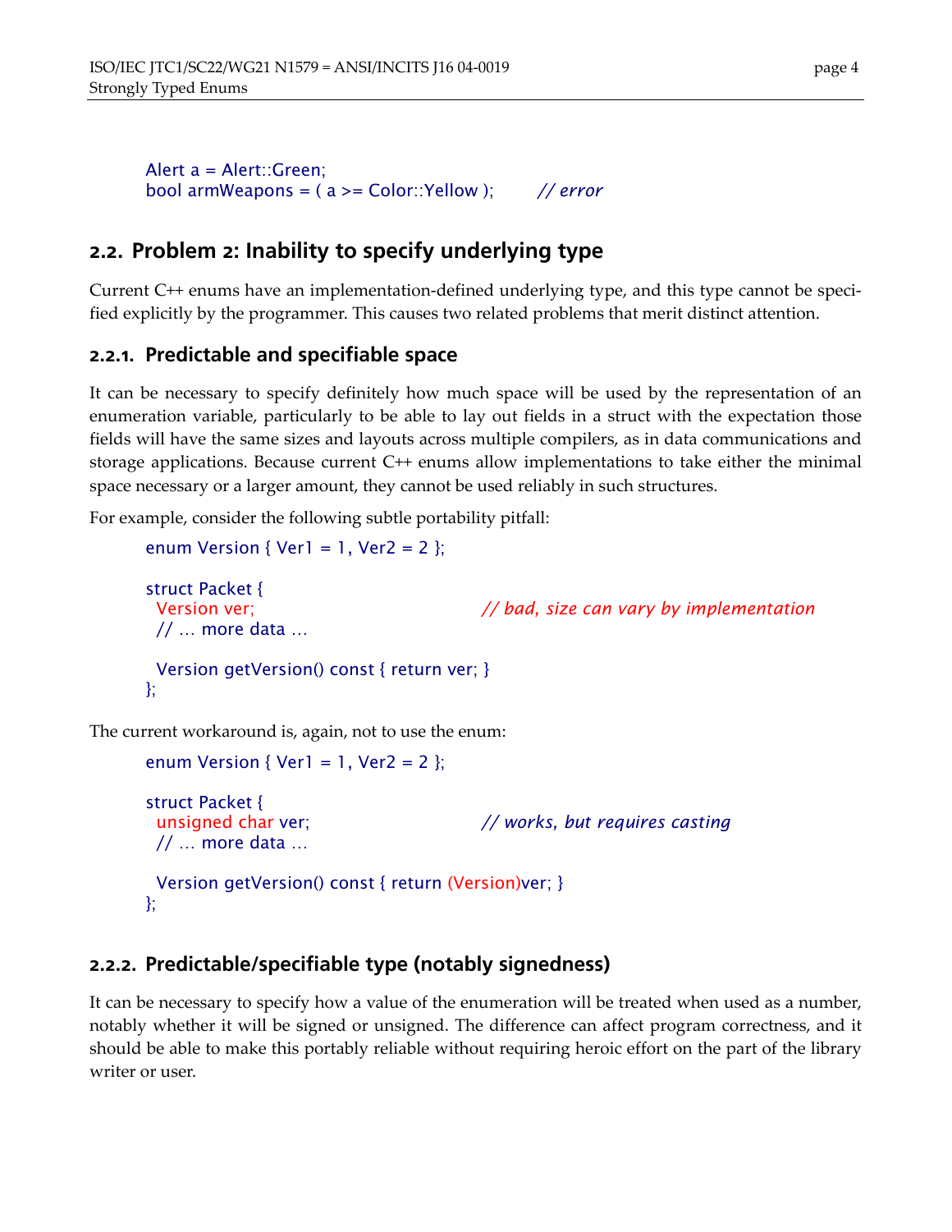```
Alert a = Alert::Green;
bool armWeapons = ( a >= Color::Yellow );       // error
```

## 2.2. Problem 2: Inability to specify underlying type

Current C++ enums have an implementation-defined underlying type, and this type cannot be specified explicitly by the programmer. This causes two related problems that merit distinct attention.

### 2.2.1. Predictable and specifiable space

It can be necessary to specify definitely how much space will be used by the representation of an enumeration variable, particularly to be able to lay out fields in a struct with the expectation those fields will have the same sizes and layouts across multiple compilers, as in data communications and storage applications. Because current C++ enums allow implementations to take either the minimal space necessary or a larger amount, they cannot be used reliably in such structures.

For example, consider the following subtle portability pitfall:

```
enum Version { Ver1 = 1, Ver2 = 2 };

struct Packet {
  Version ver;                          // bad, size can vary by implementation
  // … more data …

  Version getVersion() const { return ver; }
};
```

The current workaround is, again, not to use the enum:

```
enum Version { Ver1 = 1, Ver2 = 2 };

struct Packet {
  unsigned char ver;                    // works, but requires casting
  // … more data …

  Version getVersion() const { return (Version)ver; }
};
```

### 2.2.2. Predictable/specifiable type (notably signedness)

It can be necessary to specify how a value of the enumeration will be treated when used as a number, notably whether it will be signed or unsigned. The difference can affect program correctness, and it should be able to make this portably reliable without requiring heroic effort on the part of the library writer or user.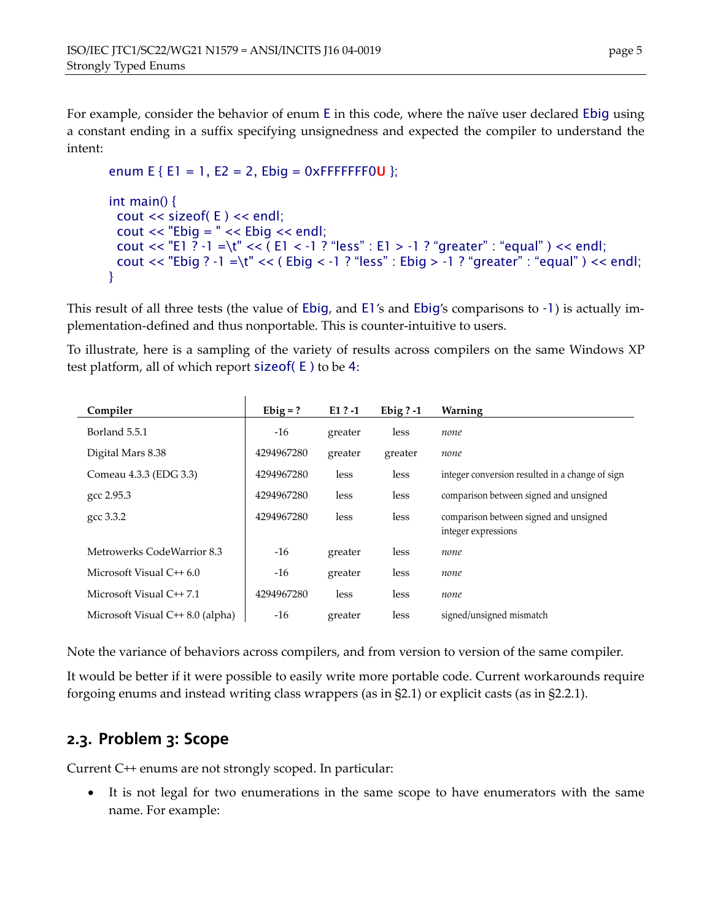For example, consider the behavior of enum E in this code, where the naïve user declared Ebig using a constant ending in a suffix specifying unsignedness and expected the compiler to understand the intent:

```
enum E { E1 = 1, E2 = 2, Ebig = 0xFFFFFFF0U };

int main() {
  cout << sizeof( E ) << endl;
  cout << "Ebig = " << Ebig << endl;
  cout << "E1 ? -1 =\t" << ( E1 < -1 ? "less" : E1 > -1 ? "greater" : "equal" ) << endl;
  cout << "Ebig ? -1 =\t" << ( Ebig < -1 ? "less" : Ebig > -1 ? "greater" : "equal" ) << endl;
}
```

This result of all three tests (the value of Ebig, and E1's and Ebig's comparisons to -1) is actually implementation-defined and thus nonportable. This is counter-intuitive to users.

To illustrate, here is a sampling of the variety of results across compilers on the same Windows XP test platform, all of which report sizeof( E ) to be 4:

| Compiler | Ebig = ? | E1 ? -1 | Ebig ? -1 | Warning |
|---|---|---|---|---|
| Borland 5.5.1 | -16 | greater | less | *none* |
| Digital Mars 8.38 | 4294967280 | greater | greater | *none* |
| Comeau 4.3.3 (EDG 3.3) | 4294967280 | less | less | integer conversion resulted in a change of sign |
| gcc 2.95.3 | 4294967280 | less | less | comparison between signed and unsigned |
| gcc 3.3.2 | 4294967280 | less | less | comparison between signed and unsigned integer expressions |
| Metrowerks CodeWarrior 8.3 | -16 | greater | less | *none* |
| Microsoft Visual C++ 6.0 | -16 | greater | less | *none* |
| Microsoft Visual C++ 7.1 | 4294967280 | less | less | *none* |
| Microsoft Visual C++ 8.0 (alpha) | -16 | greater | less | signed/unsigned mismatch |

Note the variance of behaviors across compilers, and from version to version of the same compiler.

It would be better if it were possible to easily write more portable code. Current workarounds require forgoing enums and instead writing class wrappers (as in §2.1) or explicit casts (as in §2.2.1).

## 2.3. Problem 3: Scope

Current C++ enums are not strongly scoped. In particular:

- It is not legal for two enumerations in the same scope to have enumerators with the same name. For example: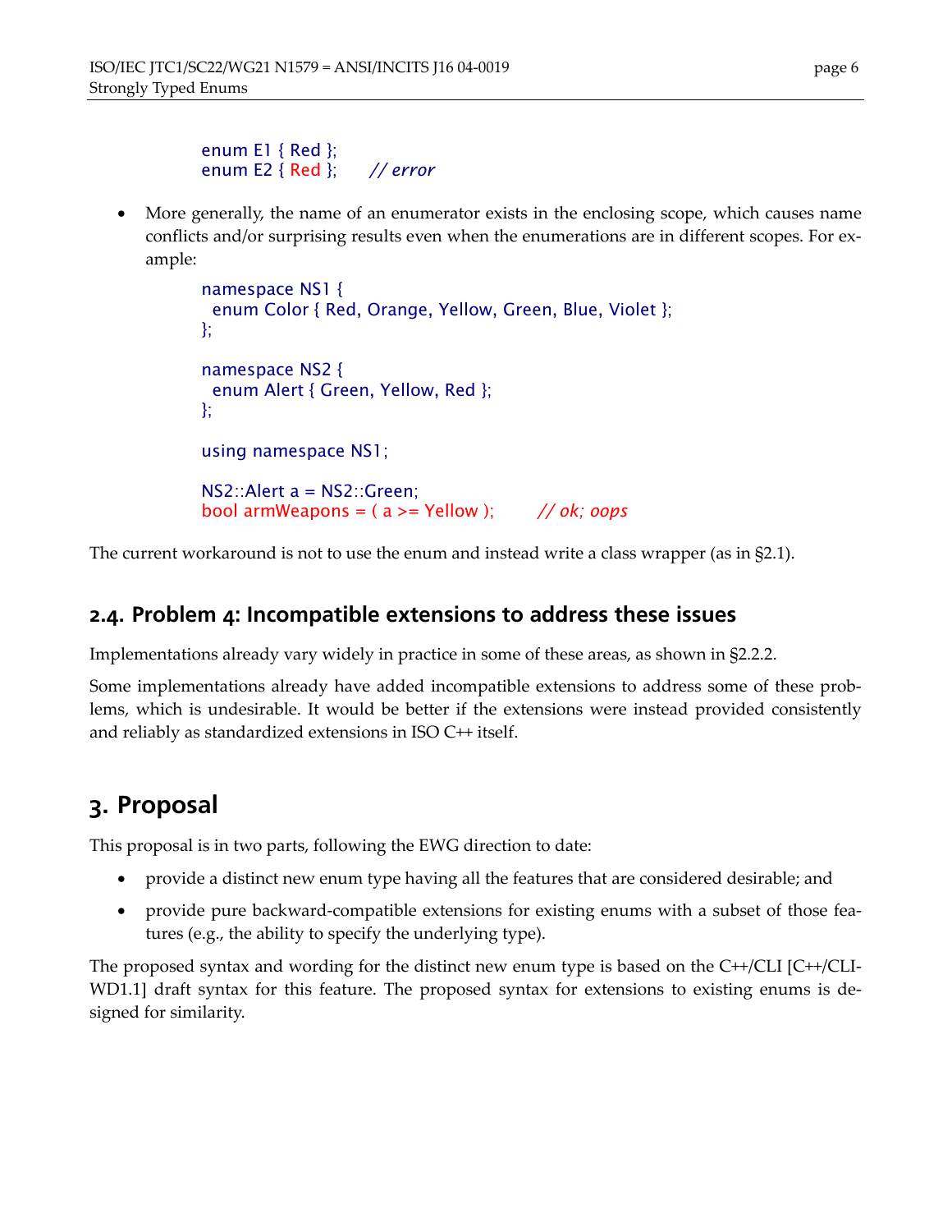```
enum E1 { Red };
enum E2 { Red };     // error
```

- More generally, the name of an enumerator exists in the enclosing scope, which causes name conflicts and/or surprising results even when the enumerations are in different scopes. For example:

```
namespace NS1 {
  enum Color { Red, Orange, Yellow, Green, Blue, Violet };
};

namespace NS2 {
  enum Alert { Green, Yellow, Red };
};

using namespace NS1;

NS2::Alert a = NS2::Green;
bool armWeapons = ( a >= Yellow );      // ok; oops
```

The current workaround is not to use the enum and instead write a class wrapper (as in §2.1).

## 2.4. Problem 4: Incompatible extensions to address these issues

Implementations already vary widely in practice in some of these areas, as shown in §2.2.2.

Some implementations already have added incompatible extensions to address some of these problems, which is undesirable. It would be better if the extensions were instead provided consistently and reliably as standardized extensions in ISO C++ itself.

# 3. Proposal

This proposal is in two parts, following the EWG direction to date:

- provide a distinct new enum type having all the features that are considered desirable; and
- provide pure backward-compatible extensions for existing enums with a subset of those features (e.g., the ability to specify the underlying type).

The proposed syntax and wording for the distinct new enum type is based on the C++/CLI [C++/CLI-WD1.1] draft syntax for this feature. The proposed syntax for extensions to existing enums is designed for similarity.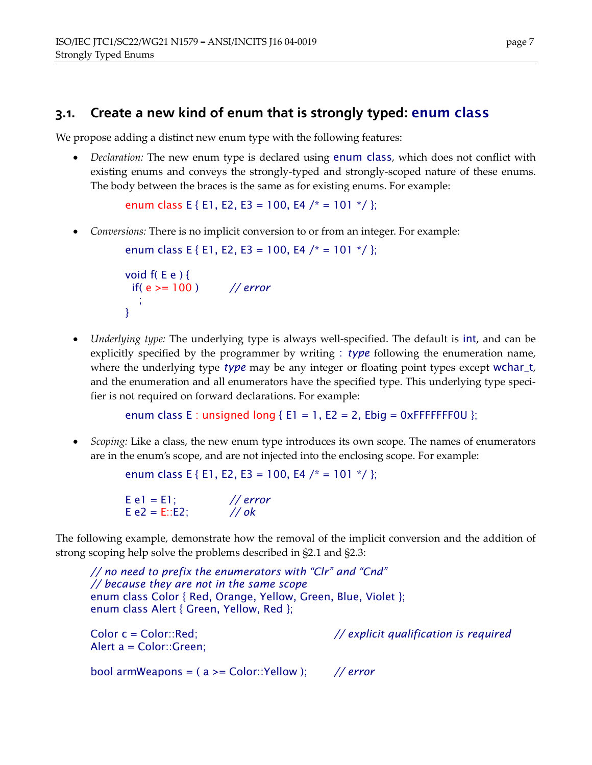## 3.1. Create a new kind of enum that is strongly typed: `enum class`

We propose adding a distinct new enum type with the following features:

- *Declaration:* The new enum type is declared using `enum class`, which does not conflict with existing enums and conveys the strongly-typed and strongly-scoped nature of these enums. The body between the braces is the same as for existing enums. For example:

```
enum class E { E1, E2, E3 = 100, E4 /* = 101 */ };
```

- *Conversions:* There is no implicit conversion to or from an integer. For example:

```
enum class E { E1, E2, E3 = 100, E4 /* = 101 */ };

void f( E e ) {
  if( e >= 100 )        // error
    ;
}
```

- *Underlying type:* The underlying type is always well-specified. The default is `int`, and can be explicitly specified by the programmer by writing `: type` following the enumeration name, where the underlying type *type* may be any integer or floating point types except `wchar_t`, and the enumeration and all enumerators have the specified type. This underlying type specifier is not required on forward declarations. For example:

```
enum class E : unsigned long { E1 = 1, E2 = 2, Ebig = 0xFFFFFFF0U };
```

- *Scoping:* Like a class, the new enum type introduces its own scope. The names of enumerators are in the enum's scope, and are not injected into the enclosing scope. For example:

```
enum class E { E1, E2, E3 = 100, E4 /* = 101 */ };

E e1 = E1;          // error
E e2 = E::E2;       // ok
```

The following example, demonstrate how the removal of the implicit conversion and the addition of strong scoping help solve the problems described in §2.1 and §2.3:

```
// no need to prefix the enumerators with "Clr" and "Cnd"
// because they are not in the same scope
enum class Color { Red, Orange, Yellow, Green, Blue, Violet };
enum class Alert { Green, Yellow, Red };

Color c = Color::Red;                      // explicit qualification is required
Alert a = Color::Green;

bool armWeapons = ( a >= Color::Yellow );  // error
```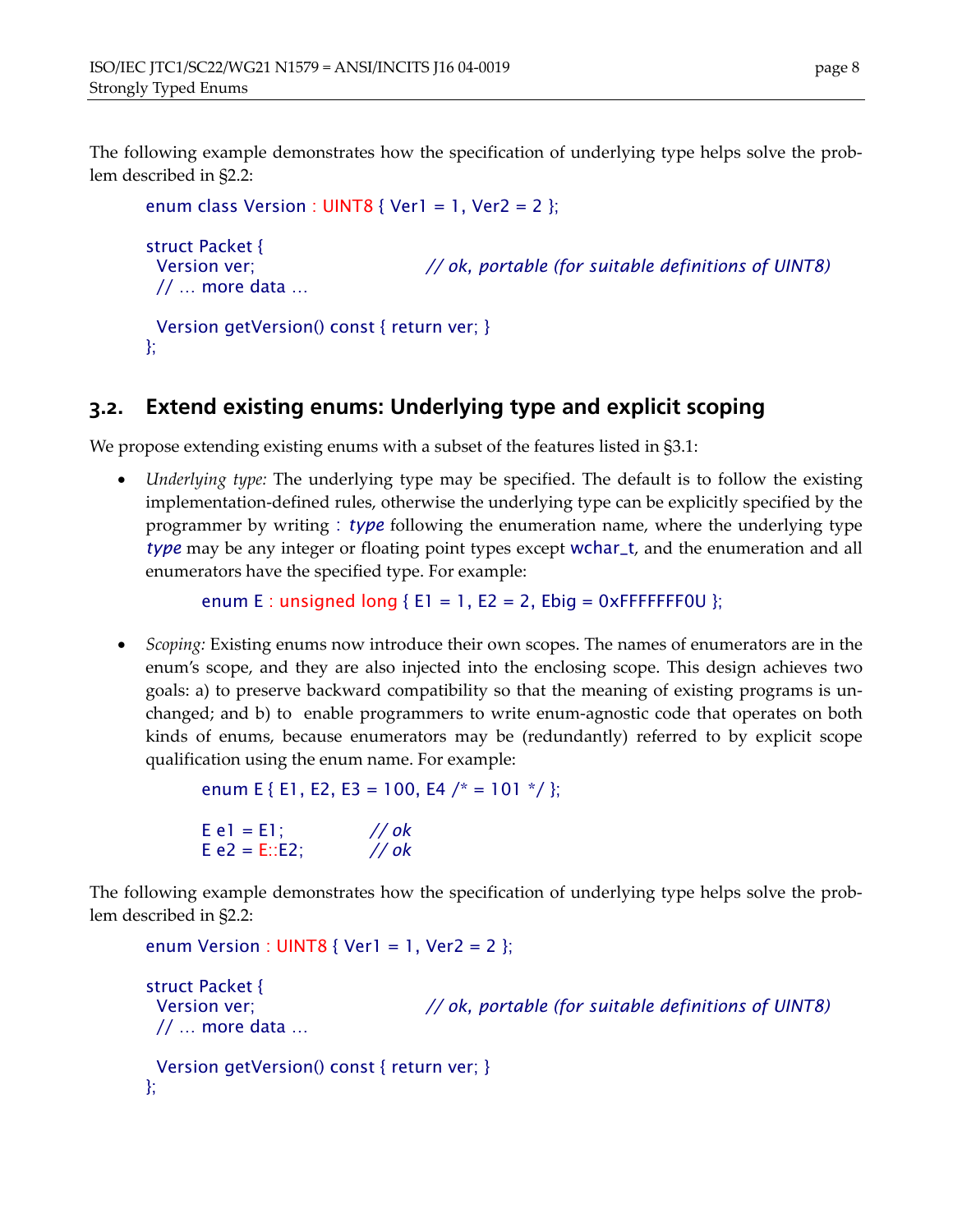The following example demonstrates how the specification of underlying type helps solve the problem described in §2.2:

```
enum class Version : UINT8 { Ver1 = 1, Ver2 = 2 };

struct Packet {
  Version ver;                    // ok, portable (for suitable definitions of UINT8)
  // … more data …

  Version getVersion() const { return ver; }
};
```

## 3.2. Extend existing enums: Underlying type and explicit scoping

We propose extending existing enums with a subset of the features listed in §3.1:

- *Underlying type:* The underlying type may be specified. The default is to follow the existing implementation-defined rules, otherwise the underlying type can be explicitly specified by the programmer by writing : *type* following the enumeration name, where the underlying type *type* may be any integer or floating point types except wchar_t, and the enumeration and all enumerators have the specified type. For example:

  ```
  enum E : unsigned long { E1 = 1, E2 = 2, Ebig = 0xFFFFFFF0U };
  ```

- *Scoping:* Existing enums now introduce their own scopes. The names of enumerators are in the enum's scope, and they are also injected into the enclosing scope. This design achieves two goals: a) to preserve backward compatibility so that the meaning of existing programs is unchanged; and b) to enable programmers to write enum-agnostic code that operates on both kinds of enums, because enumerators may be (redundantly) referred to by explicit scope qualification using the enum name. For example:

  ```
  enum E { E1, E2, E3 = 100, E4 /* = 101 */ };

  E e1 = E1;          // ok
  E e2 = E::E2;       // ok
  ```

The following example demonstrates how the specification of underlying type helps solve the problem described in §2.2:

```
enum Version : UINT8 { Ver1 = 1, Ver2 = 2 };

struct Packet {
  Version ver;                    // ok, portable (for suitable definitions of UINT8)
  // … more data …

  Version getVersion() const { return ver; }
};
```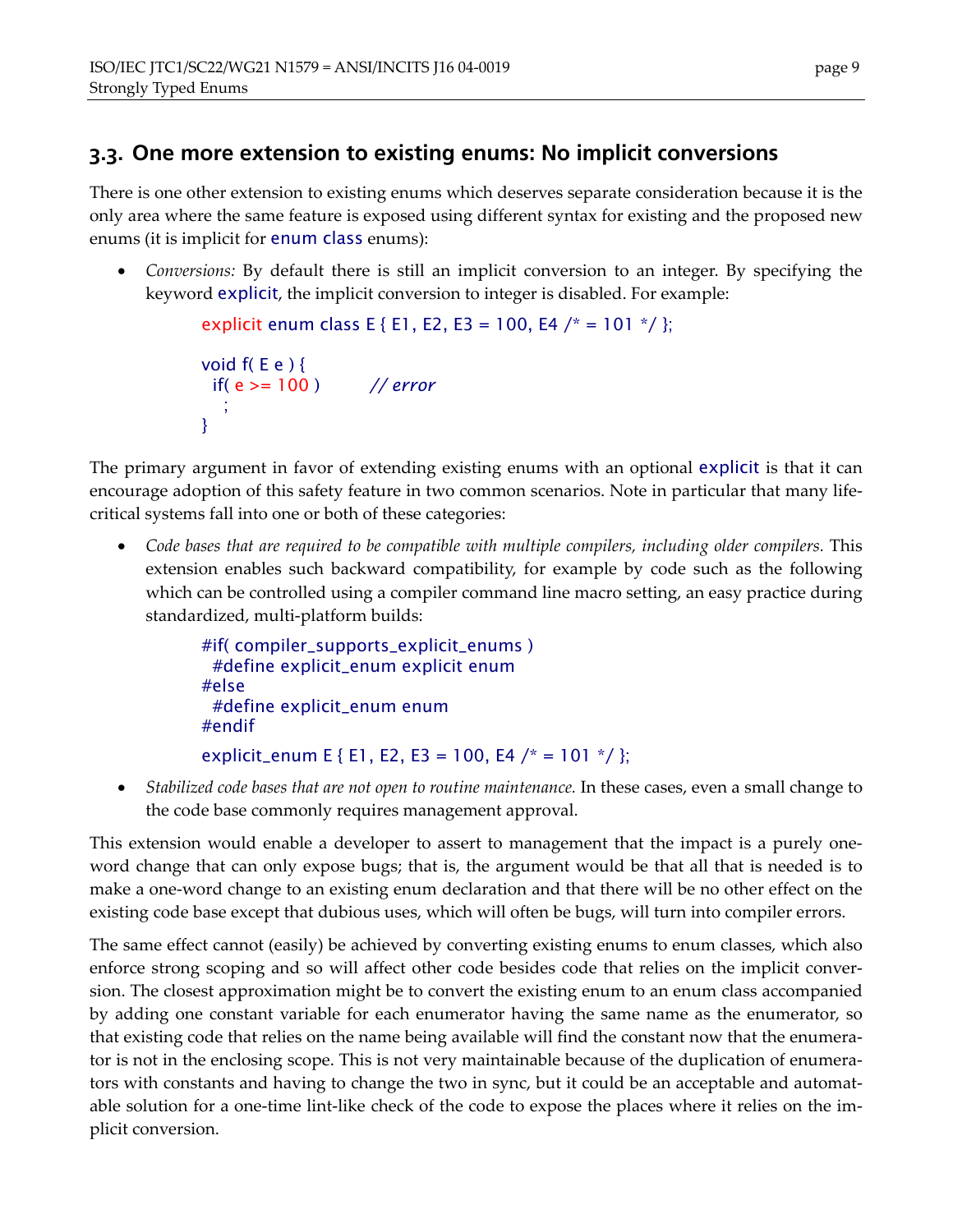## 3.3. One more extension to existing enums: No implicit conversions

There is one other extension to existing enums which deserves separate consideration because it is the only area where the same feature is exposed using different syntax for existing and the proposed new enums (it is implicit for enum class enums):

- *Conversions:* By default there is still an implicit conversion to an integer. By specifying the keyword explicit, the implicit conversion to integer is disabled. For example:

```
explicit enum class E { E1, E2, E3 = 100, E4 /* = 101 */ };

void f( E e ) {
  if( e >= 100 )        // error
    ;
}
```

The primary argument in favor of extending existing enums with an optional explicit is that it can encourage adoption of this safety feature in two common scenarios. Note in particular that many life-critical systems fall into one or both of these categories:

- *Code bases that are required to be compatible with multiple compilers, including older compilers.* This extension enables such backward compatibility, for example by code such as the following which can be controlled using a compiler command line macro setting, an easy practice during standardized, multi-platform builds:

```
#if( compiler_supports_explicit_enums )
  #define explicit_enum explicit enum
#else
  #define explicit_enum enum
#endif

explicit_enum E { E1, E2, E3 = 100, E4 /* = 101 */ };
```

- *Stabilized code bases that are not open to routine maintenance.* In these cases, even a small change to the code base commonly requires management approval.

This extension would enable a developer to assert to management that the impact is a purely one-word change that can only expose bugs; that is, the argument would be that all that is needed is to make a one-word change to an existing enum declaration and that there will be no other effect on the existing code base except that dubious uses, which will often be bugs, will turn into compiler errors.

The same effect cannot (easily) be achieved by converting existing enums to enum classes, which also enforce strong scoping and so will affect other code besides code that relies on the implicit conversion. The closest approximation might be to convert the existing enum to an enum class accompanied by adding one constant variable for each enumerator having the same name as the enumerator, so that existing code that relies on the name being available will find the constant now that the enumerator is not in the enclosing scope. This is not very maintainable because of the duplication of enumerators with constants and having to change the two in sync, but it could be an acceptable and automatable solution for a one-time lint-like check of the code to expose the places where it relies on the implicit conversion.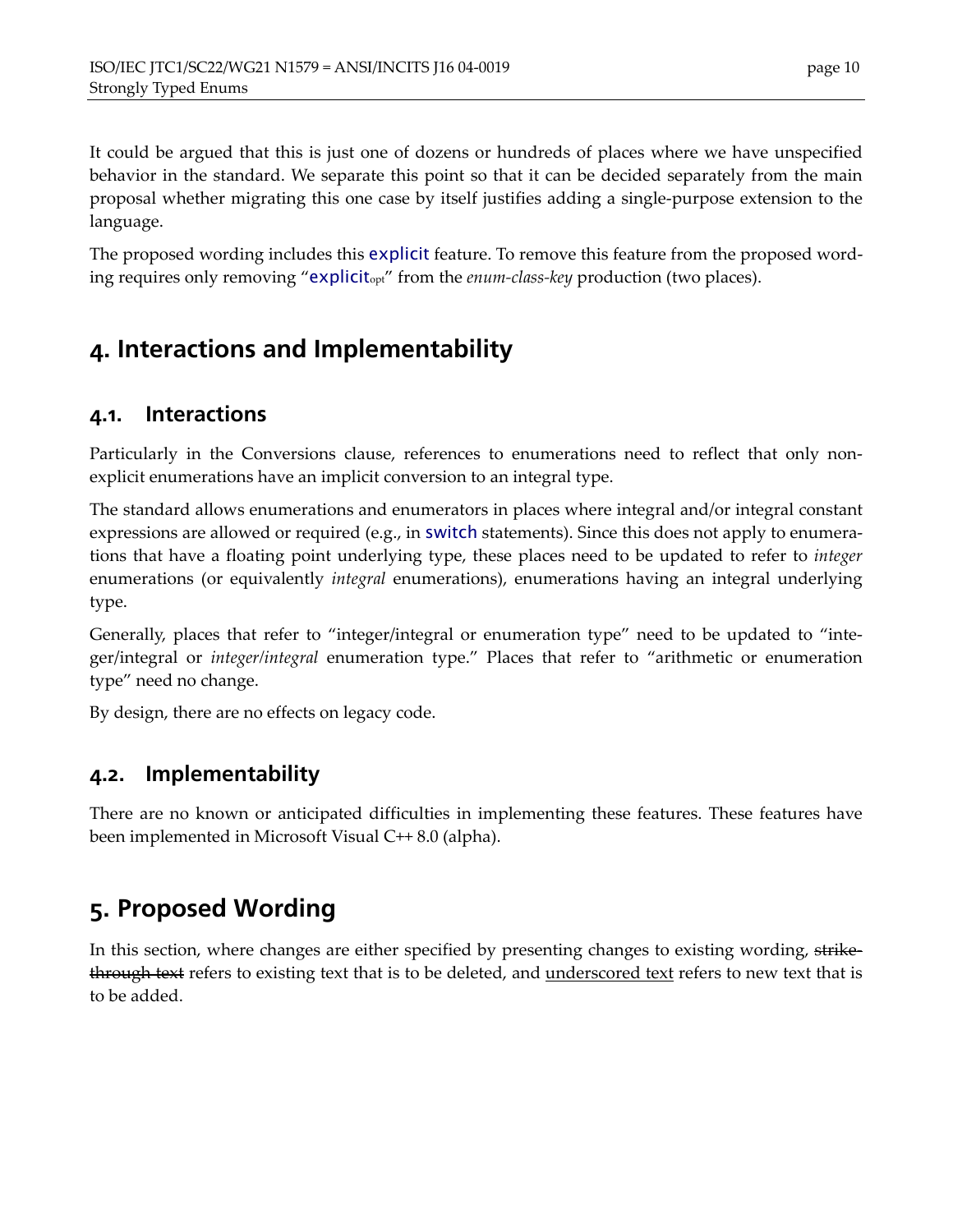It could be argued that this is just one of dozens or hundreds of places where we have unspecified behavior in the standard. We separate this point so that it can be decided separately from the main proposal whether migrating this one case by itself justifies adding a single-purpose extension to the language.

The proposed wording includes this `explicit` feature. To remove this feature from the proposed wording requires only removing "`explicit`$_{opt}$" from the *enum-class-key* production (two places).

# 4. Interactions and Implementability

## 4.1. Interactions

Particularly in the Conversions clause, references to enumerations need to reflect that only non-explicit enumerations have an implicit conversion to an integral type.

The standard allows enumerations and enumerators in places where integral and/or integral constant expressions are allowed or required (e.g., in `switch` statements). Since this does not apply to enumerations that have a floating point underlying type, these places need to be updated to refer to *integer* enumerations (or equivalently *integral* enumerations), enumerations having an integral underlying type.

Generally, places that refer to "integer/integral or enumeration type" need to be updated to "integer/integral or *integer/integral* enumeration type." Places that refer to "arithmetic or enumeration type" need no change.

By design, there are no effects on legacy code.

## 4.2. Implementability

There are no known or anticipated difficulties in implementing these features. These features have been implemented in Microsoft Visual C++ 8.0 (alpha).

# 5. Proposed Wording

In this section, where changes are either specified by presenting changes to existing wording, ~~strikethrough text~~ refers to existing text that is to be deleted, and <u>underscored text</u> refers to new text that is to be added.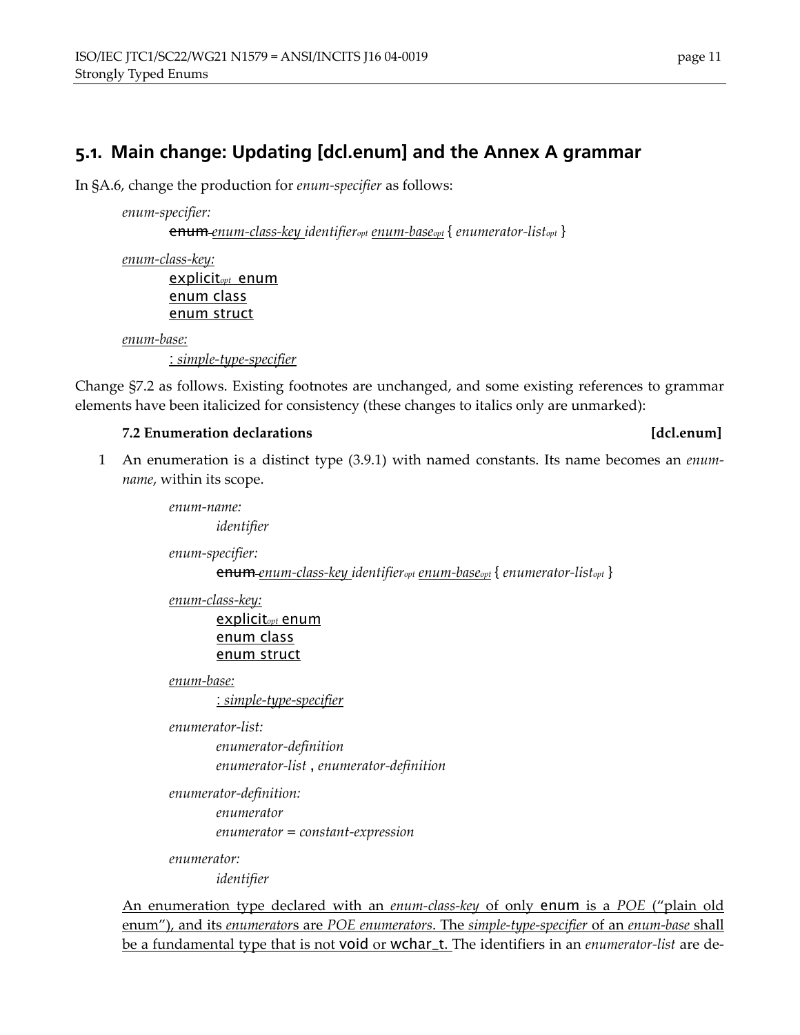## 5.1. Main change: Updating [dcl.enum] and the Annex A grammar

In §A.6, change the production for *enum-specifier* as follows:

> *enum-specifier:*
> ~~enum~~ <u>*enum-class-key*</u> *identifier$_{opt}$* <u>*enum-base$_{opt}$*</u> { *enumerator-list$_{opt}$* }
>
> <u>*enum-class-key:*</u>
> <u>`explicit`$_{opt}$ `enum`</u>
> <u>`enum class`</u>
> <u>`enum struct`</u>
>
> <u>*enum-base:*</u>
> <u>: *simple-type-specifier*</u>

Change §7.2 as follows. Existing footnotes are unchanged, and some existing references to grammar elements have been italicized for consistency (these changes to italics only are unmarked):

**7.2 Enumeration declarations [dcl.enum]**

1 An enumeration is a distinct type (3.9.1) with named constants. Its name becomes an *enum-name*, within its scope.

> *enum-name:*
> *identifier*
>
> *enum-specifier:*
> ~~enum~~ <u>*enum-class-key*</u> *identifier$_{opt}$* <u>*enum-base$_{opt}$*</u> { *enumerator-list$_{opt}$* }
>
> <u>*enum-class-key:*</u>
> <u>`explicit`$_{opt}$ `enum`</u>
> <u>`enum class`</u>
> <u>`enum struct`</u>
>
> <u>*enum-base:*</u>
> <u>: *simple-type-specifier*</u>
>
> *enumerator-list:*
> *enumerator-definition*
> *enumerator-list* , *enumerator-definition*
>
> *enumerator-definition:*
> *enumerator*
> *enumerator* = *constant-expression*
>
> *enumerator:*
> *identifier*

<u>An enumeration type declared with an *enum-class-key* of only `enum` is a *POE* ("plain old enum"), and its *enumerators* are *POE enumerators*. The *simple-type-specifier* of an *enum-base* shall be a fundamental type that is not `void` or `wchar_t`.</u> The identifiers in an *enumerator-list* are de-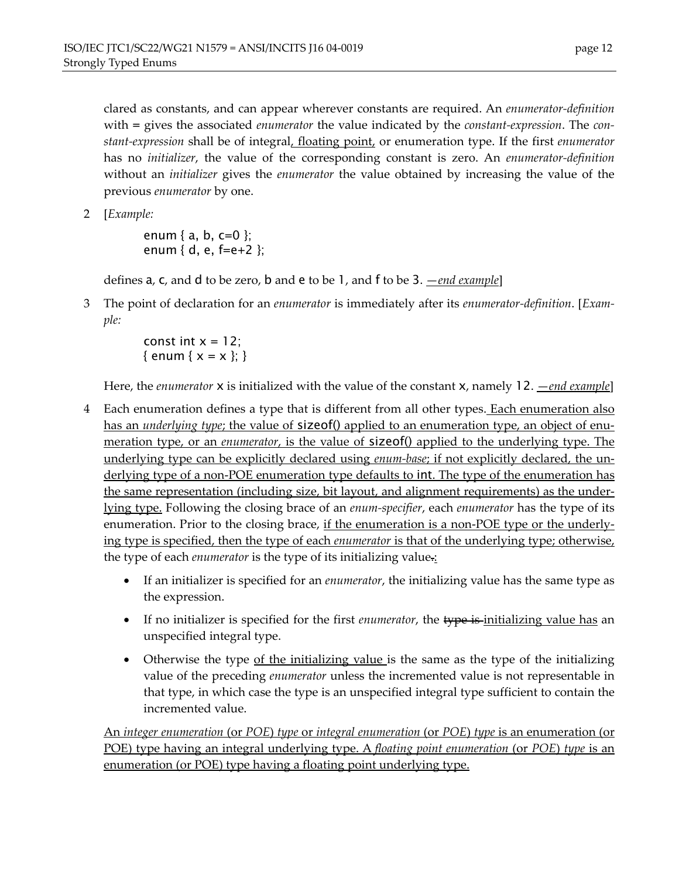clared as constants, and can appear wherever constants are required. An *enumerator-definition* with = gives the associated *enumerator* the value indicated by the *constant-expression*. The *constant-expression* shall be of integral, floating point, or enumeration type. If the first *enumerator* has no *initializer*, the value of the corresponding constant is zero. An *enumerator-definition* without an *initializer* gives the *enumerator* the value obtained by increasing the value of the previous *enumerator* by one.

2 [*Example:*

```
enum { a, b, c=0 };
enum { d, e, f=e+2 };
```

defines a, c, and d to be zero, b and e to be 1, and f to be 3. *—end example*]

3 The point of declaration for an *enumerator* is immediately after its *enumerator-definition*. [*Example:*

```
const int x = 12;
{ enum { x = x }; }
```

Here, the *enumerator* x is initialized with the value of the constant x, namely 12. *—end example*]

4 Each enumeration defines a type that is different from all other types. Each enumeration also has an *underlying type*; the value of sizeof() applied to an enumeration type, an object of enumeration type, or an *enumerator*, is the value of sizeof() applied to the underlying type. The underlying type can be explicitly declared using *enum-base*; if not explicitly declared, the underlying type of a non-POE enumeration type defaults to int. The type of the enumeration has the same representation (including size, bit layout, and alignment requirements) as the underlying type. Following the closing brace of an *enum-specifier*, each *enumerator* has the type of its enumeration. Prior to the closing brace, if the enumeration is a non-POE type or the underlying type is specified, then the type of each *enumerator* is that of the underlying type; otherwise, the type of each *enumerator* is the type of its initializing value~~.~~:

- If an initializer is specified for an *enumerator*, the initializing value has the same type as the expression.
- If no initializer is specified for the first *enumerator*, the ~~type is~~ initializing value has an unspecified integral type.
- Otherwise the type of the initializing value is the same as the type of the initializing value of the preceding *enumerator* unless the incremented value is not representable in that type, in which case the type is an unspecified integral type sufficient to contain the incremented value.

An *integer enumeration* (or *POE*) *type* or *integral enumeration* (or *POE*) *type* is an enumeration (or POE) type having an integral underlying type. A *floating point enumeration* (or *POE*) *type* is an enumeration (or POE) type having a floating point underlying type.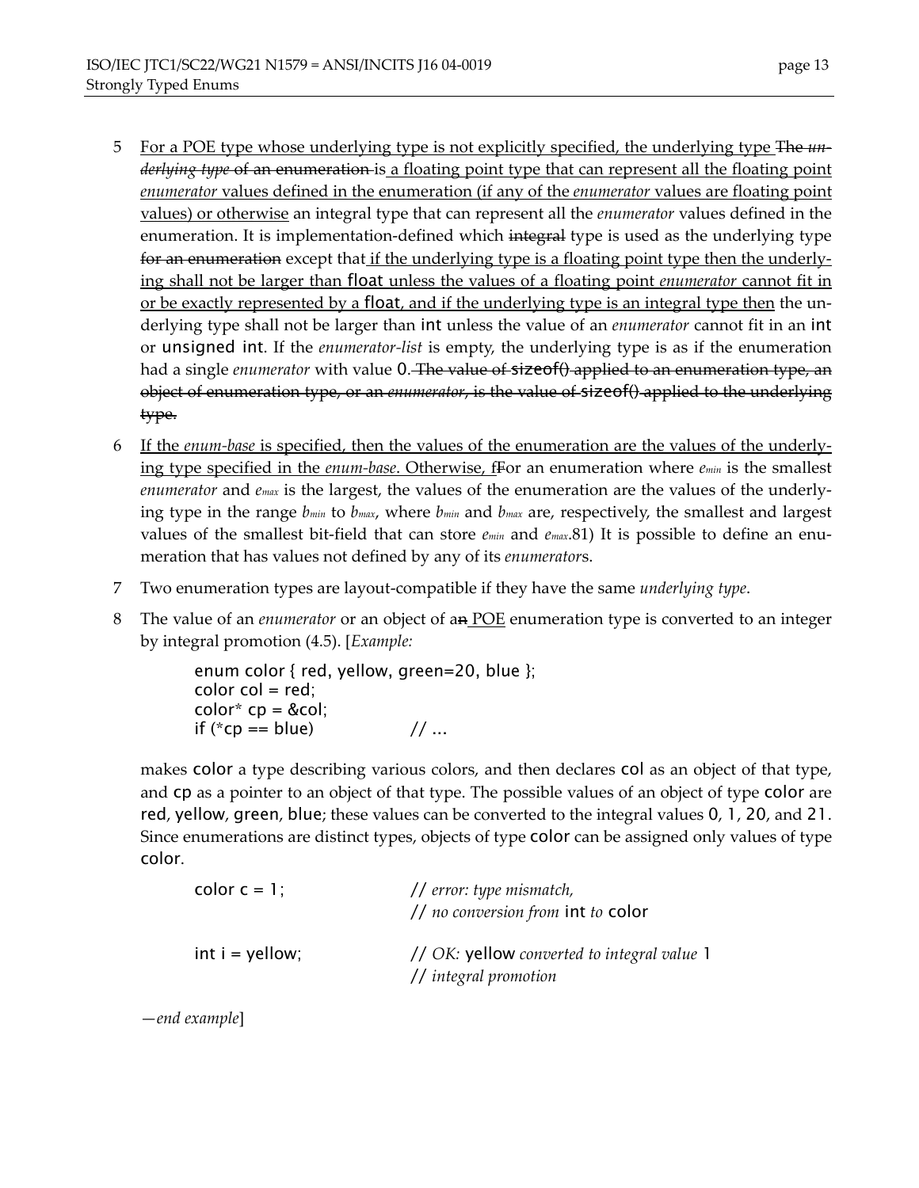5 For a POE type whose underlying type is not explicitly specified, the underlying type ~~The *underlying type* of an enumeration~~ is a floating point type that can represent all the floating point *enumerator* values defined in the enumeration (if any of the *enumerator* values are floating point values) or otherwise an integral type that can represent all the *enumerator* values defined in the enumeration. It is implementation-defined which ~~integral~~ type is used as the underlying type ~~for an enumeration~~ except that if the underlying type is a floating point type then the underlying shall not be larger than `float` unless the values of a floating point *enumerator* cannot fit in or be exactly represented by a `float`, and if the underlying type is an integral type then the underlying type shall not be larger than `int` unless the value of an *enumerator* cannot fit in an `int` or `unsigned int`. If the *enumerator-list* is empty, the underlying type is as if the enumeration had a single *enumerator* with value `0`. ~~The value of `sizeof()` applied to an enumeration type, an object of enumeration type, or an *enumerator*, is the value of `sizeof()` applied to the underlying type.~~

6 If the *enum-base* is specified, then the values of the enumeration are the values of the underlying type specified in the *enum-base*. Otherwise, f~~F~~or an enumeration where $e_{min}$ is the smallest *enumerator* and $e_{max}$ is the largest, the values of the enumeration are the values of the underlying type in the range $b_{min}$ to $b_{max}$, where $b_{min}$ and $b_{max}$ are, respectively, the smallest and largest values of the smallest bit-field that can store $e_{min}$ and $e_{max}$.81) It is possible to define an enumeration that has values not defined by any of its *enumerator*s.

7 Two enumeration types are layout-compatible if they have the same *underlying type*.

8 The value of an *enumerator* or an object of a~~n~~ POE enumeration type is converted to an integer by integral promotion (4.5). [*Example:*

```
enum color { red, yellow, green=20, blue };
color col = red;
color* cp = &col;
if (*cp == blue)            // ...
```

makes `color` a type describing various colors, and then declares `col` as an object of that type, and `cp` as a pointer to an object of that type. The possible values of an object of type `color` are `red`, `yellow`, `green`, `blue`; these values can be converted to the integral values `0`, `1`, `20`, and `21`. Since enumerations are distinct types, objects of type `color` can be assigned only values of type `color`.

```
color c = 1;                // error: type mismatch,
                            // no conversion from int to color

int i = yellow;             // OK: yellow converted to integral value 1
                            // integral promotion
```

—*end example*]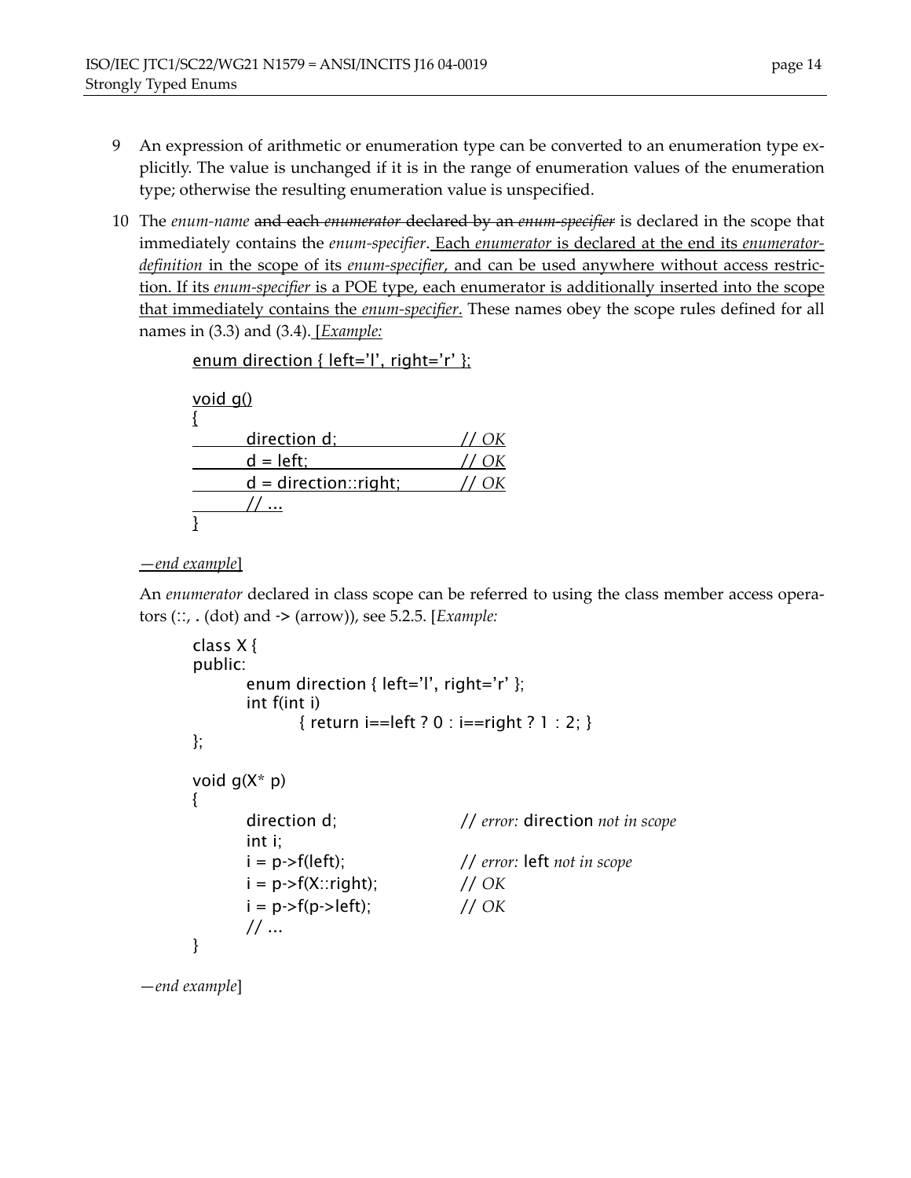9 An expression of arithmetic or enumeration type can be converted to an enumeration type explicitly. The value is unchanged if it is in the range of enumeration values of the enumeration type; otherwise the resulting enumeration value is unspecified.

10 The *enum-name* ~~and each *enumerator* declared by an *enum-specifier*~~ is declared in the scope that immediately contains the *enum-specifier*. <u>Each *enumerator* is declared at the end its *enumerator-definition* in the scope of its *enum-specifier*, and can be used anywhere without access restriction. If its *enum-specifier* is a POE type, each enumerator is additionally inserted into the scope that immediately contains the *enum-specifier*.</u> These names obey the scope rules defined for all names in (3.3) and (3.4). <u>[*Example:*</u>

```
enum direction { left='l', right='r' };

void g()
{
        direction d;                // OK
        d = left;                   // OK
        d = direction::right;       // OK
        // ...
}
```

<u>—*end example*]</u>

An *enumerator* declared in class scope can be referred to using the class member access operators (::, . (dot) and -> (arrow)), see 5.2.5. [*Example:*

```
class X {
public:
        enum direction { left='l', right='r' };
        int f(int i)
                { return i==left ? 0 : i==right ? 1 : 2; }
};

void g(X* p)
{
        direction d;                // error: direction not in scope
        int i;
        i = p->f(left);             // error: left not in scope
        i = p->f(X::right);         // OK
        i = p->f(p->left);          // OK
        // ...
}
```

—*end example*]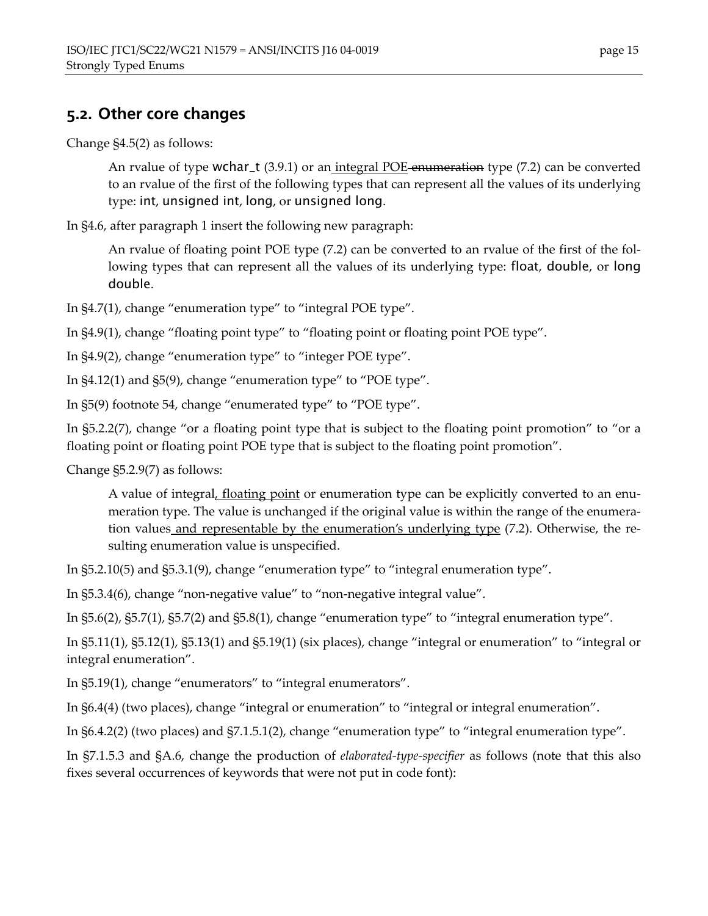## 5.2. Other core changes

Change §4.5(2) as follows:

> An rvalue of type `wchar_t` (3.9.1) or an <ins>integral POE</ins> ~~enumeration~~ type (7.2) can be converted to an rvalue of the first of the following types that can represent all the values of its underlying type: `int`, `unsigned int`, `long`, or `unsigned long`.

In §4.6, after paragraph 1 insert the following new paragraph:

> An rvalue of floating point POE type (7.2) can be converted to an rvalue of the first of the following types that can represent all the values of its underlying type: `float`, `double`, or `long double`.

In §4.7(1), change "enumeration type" to "integral POE type".

In §4.9(1), change "floating point type" to "floating point or floating point POE type".

In §4.9(2), change "enumeration type" to "integer POE type".

In §4.12(1) and §5(9), change "enumeration type" to "POE type".

In §5(9) footnote 54, change "enumerated type" to "POE type".

In §5.2.2(7), change "or a floating point type that is subject to the floating point promotion" to "or a floating point or floating point POE type that is subject to the floating point promotion".

Change §5.2.9(7) as follows:

> A value of integral<ins>, floating point</ins> or enumeration type can be explicitly converted to an enumeration type. The value is unchanged if the original value is within the range of the enumeration values<ins> and representable by the enumeration's underlying type</ins> (7.2). Otherwise, the resulting enumeration value is unspecified.

In §5.2.10(5) and §5.3.1(9), change "enumeration type" to "integral enumeration type".

In §5.3.4(6), change "non-negative value" to "non-negative integral value".

In §5.6(2), §5.7(1), §5.7(2) and §5.8(1), change "enumeration type" to "integral enumeration type".

In §5.11(1), §5.12(1), §5.13(1) and §5.19(1) (six places), change "integral or enumeration" to "integral or integral enumeration".

In §5.19(1), change "enumerators" to "integral enumerators".

In §6.4(4) (two places), change "integral or enumeration" to "integral or integral enumeration".

In §6.4.2(2) (two places) and §7.1.5.1(2), change "enumeration type" to "integral enumeration type".

In §7.1.5.3 and §A.6, change the production of *elaborated-type-specifier* as follows (note that this also fixes several occurrences of keywords that were not put in code font):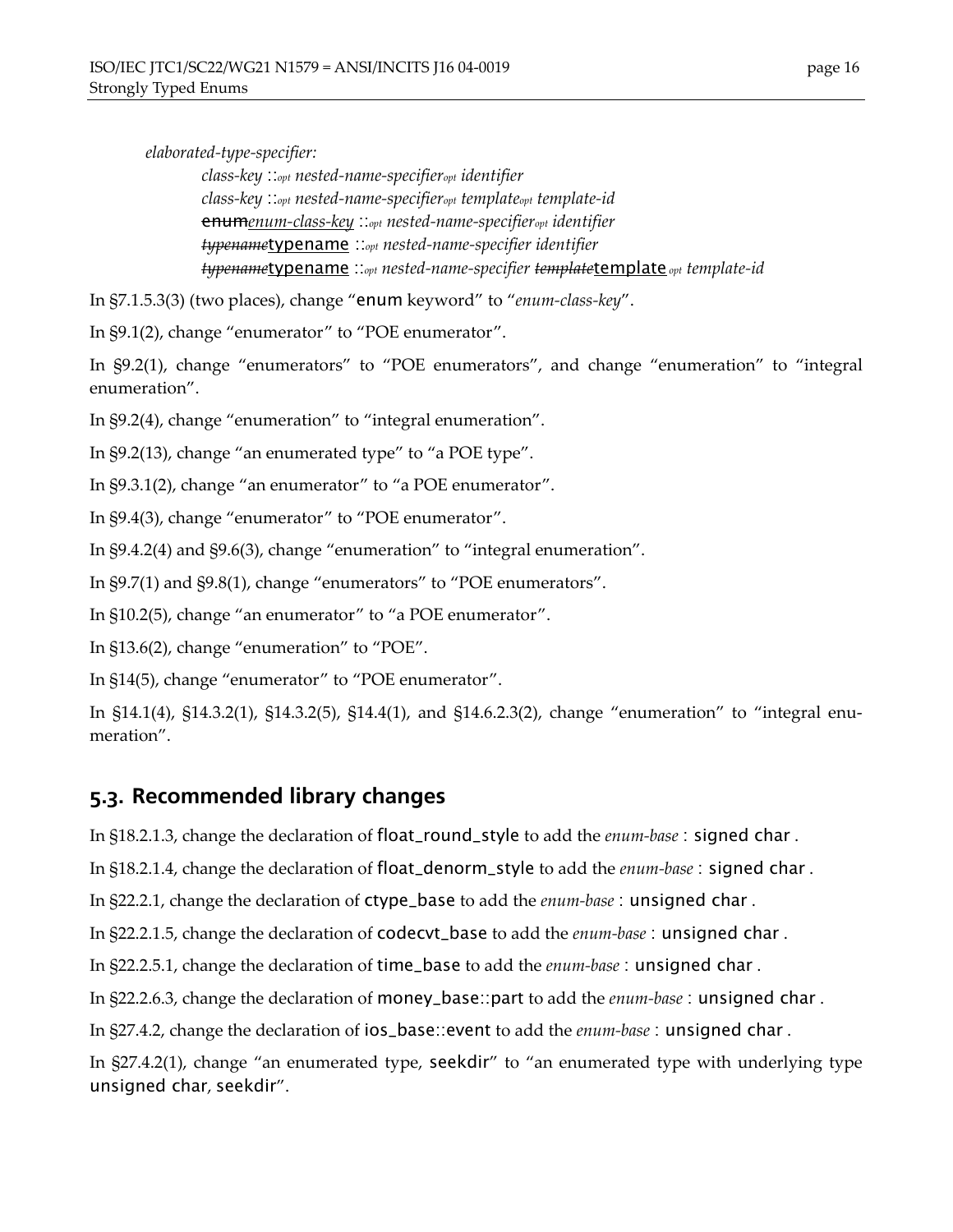*elaborated-type-specifier:*

> *class-key* ::*opt* *nested-name-specifier**opt* *identifier*
> *class-key* ::*opt* *nested-name-specifier**opt* *template**opt* *template-id*
> ~~enum~~*enum-class-key* ::*opt* *nested-name-specifier**opt* *identifier*
> ~~*typename*~~typename ::*opt* *nested-name-specifier identifier*
> ~~*typename*~~typename ::*opt* *nested-name-specifier* ~~*template*~~template *opt* *template-id*

In §7.1.5.3(3) (two places), change "enum keyword" to "*enum-class-key*".

In §9.1(2), change "enumerator" to "POE enumerator".

In §9.2(1), change "enumerators" to "POE enumerators", and change "enumeration" to "integral enumeration".

In §9.2(4), change "enumeration" to "integral enumeration".

In §9.2(13), change "an enumerated type" to "a POE type".

In §9.3.1(2), change "an enumerator" to "a POE enumerator".

In §9.4(3), change "enumerator" to "POE enumerator".

In §9.4.2(4) and §9.6(3), change "enumeration" to "integral enumeration".

In §9.7(1) and §9.8(1), change "enumerators" to "POE enumerators".

In §10.2(5), change "an enumerator" to "a POE enumerator".

In §13.6(2), change "enumeration" to "POE".

In §14(5), change "enumerator" to "POE enumerator".

In §14.1(4), §14.3.2(1), §14.3.2(5), §14.4(1), and §14.6.2.3(2), change "enumeration" to "integral enumeration".

## 5.3. Recommended library changes

In §18.2.1.3, change the declaration of float_round_style to add the *enum-base* : signed char .

In §18.2.1.4, change the declaration of float_denorm_style to add the *enum-base* : signed char .

In §22.2.1, change the declaration of ctype_base to add the *enum-base* : unsigned char .

In §22.2.1.5, change the declaration of codecvt_base to add the *enum-base* : unsigned char .

In §22.2.5.1, change the declaration of time_base to add the *enum-base* : unsigned char .

In §22.2.6.3, change the declaration of money_base::part to add the *enum-base* : unsigned char .

In §27.4.2, change the declaration of ios_base::event to add the *enum-base* : unsigned char .

In §27.4.2(1), change "an enumerated type, seekdir" to "an enumerated type with underlying type unsigned char, seekdir".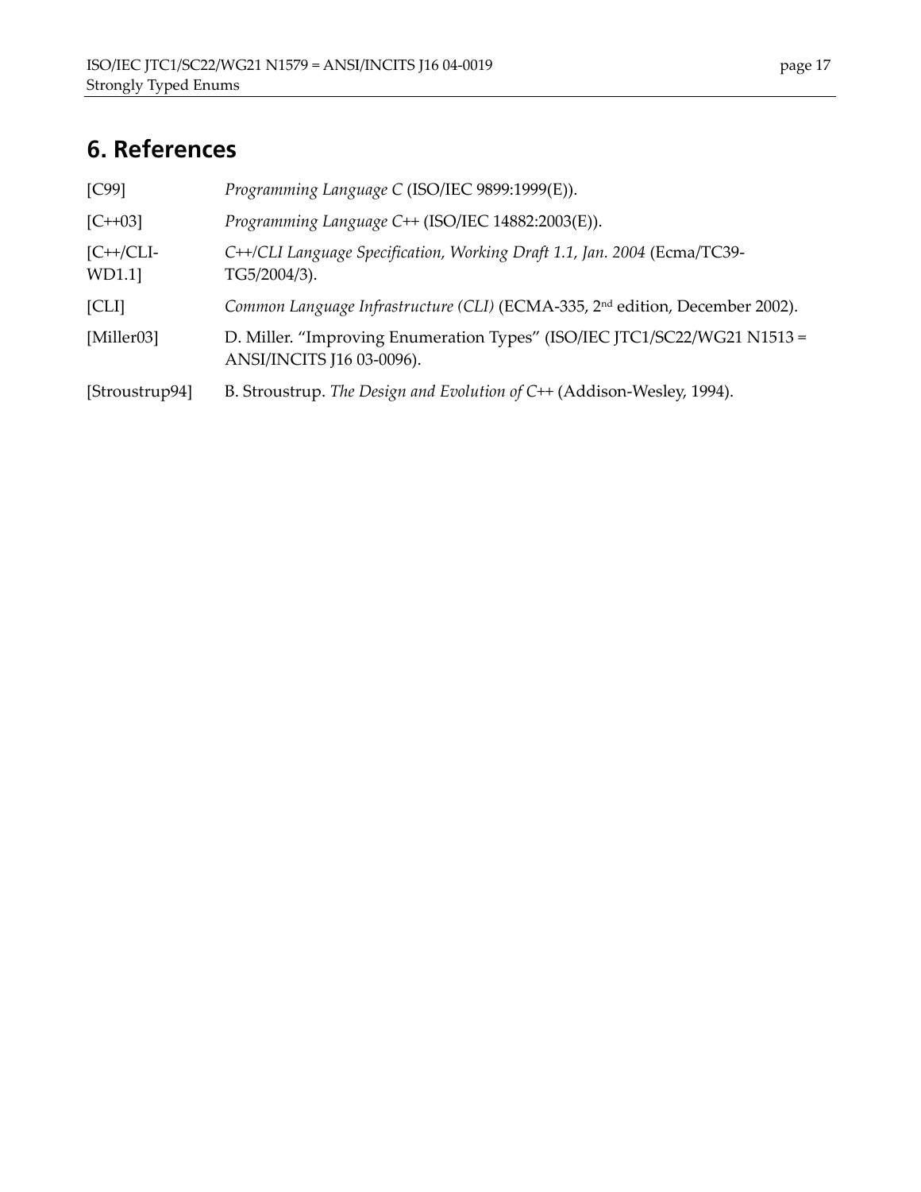## 6. References

| | |
|---|---|
| [C99] | *Programming Language C* (ISO/IEC 9899:1999(E)). |
| [C++03] | *Programming Language C++* (ISO/IEC 14882:2003(E)). |
| [C++/CLI-WD1.1] | *C++/CLI Language Specification, Working Draft 1.1, Jan. 2004* (Ecma/TC39-TG5/2004/3). |
| [CLI] | *Common Language Infrastructure (CLI)* (ECMA-335, 2nd edition, December 2002). |
| [Miller03] | D. Miller. "Improving Enumeration Types" (ISO/IEC JTC1/SC22/WG21 N1513 = ANSI/INCITS J16 03-0096). |
| [Stroustrup94] | B. Stroustrup. *The Design and Evolution of C++* (Addison-Wesley, 1994). |